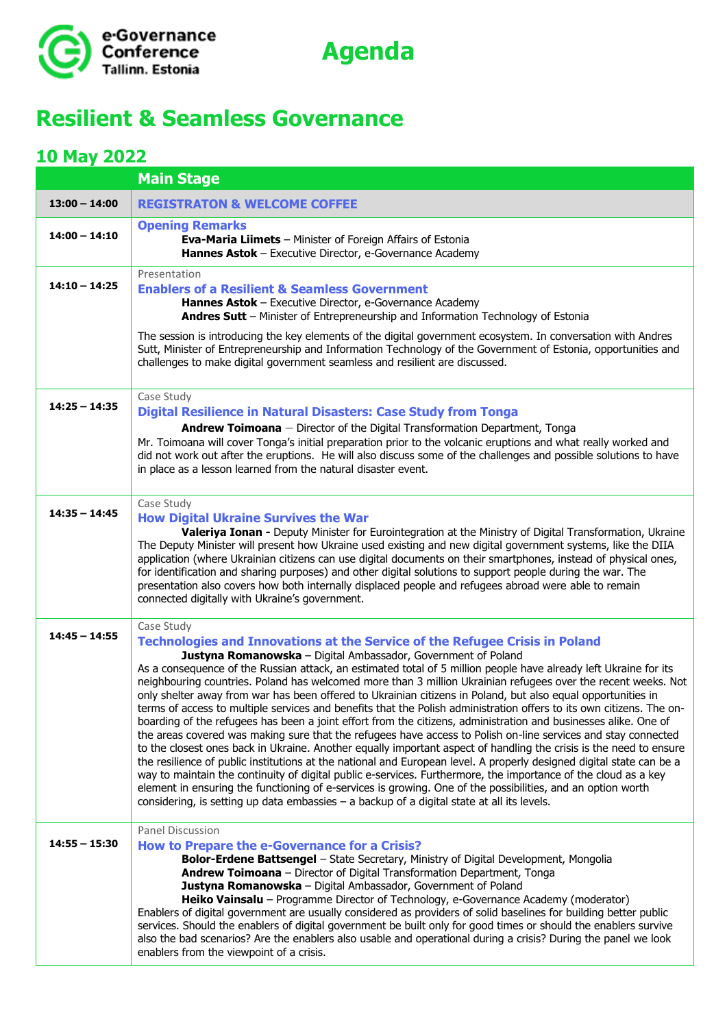e-Governance Conference
Tallinn. Estonia

# Agenda

## Resilient & Seamless Governance

### 10 May 2022

| | Main Stage |
|---|---|
| **13:00 – 14:00** | **REGISTRATON & WELCOME COFFEE** |
| **14:00 – 14:10** | **Opening Remarks**<br>**Eva-Maria Liimets** – Minister of Foreign Affairs of Estonia<br>**Hannes Astok** – Executive Director, e-Governance Academy |
| **14:10 – 14:25** | Presentation<br>**Enablers of a Resilient & Seamless Government**<br>**Hannes Astok** – Executive Director, e-Governance Academy<br>**Andres Sutt** – Minister of Entrepreneurship and Information Technology of Estonia<br><br>The session is introducing the key elements of the digital government ecosystem. In conversation with Andres Sutt, Minister of Entrepreneurship and Information Technology of the Government of Estonia, opportunities and challenges to make digital government seamless and resilient are discussed. |
| **14:25 – 14:35** | Case Study<br>**Digital Resilience in Natural Disasters: Case Study from Tonga**<br>**Andrew Toimoana** – Director of the Digital Transformation Department, Tonga<br>Mr. Toimoana will cover Tonga's initial preparation prior to the volcanic eruptions and what really worked and did not work out after the eruptions. He will also discuss some of the challenges and possible solutions to have in place as a lesson learned from the natural disaster event. |
| **14:35 – 14:45** | Case Study<br>**How Digital Ukraine Survives the War**<br>**Valeriya Ionan -** Deputy Minister for Eurointegration at the Ministry of Digital Transformation, Ukraine<br>The Deputy Minister will present how Ukraine used existing and new digital government systems, like the DIIA application (where Ukrainian citizens can use digital documents on their smartphones, instead of physical ones, for identification and sharing purposes) and other digital solutions to support people during the war. The presentation also covers how both internally displaced people and refugees abroad were able to remain connected digitally with Ukraine's government. |
| **14:45 – 14:55** | Case Study<br>**Technologies and Innovations at the Service of the Refugee Crisis in Poland**<br>**Justyna Romanowska** – Digital Ambassador, Government of Poland<br>As a consequence of the Russian attack, an estimated total of 5 million people have already left Ukraine for its neighbouring countries. Poland has welcomed more than 3 million Ukrainian refugees over the recent weeks. Not only shelter away from war has been offered to Ukrainian citizens in Poland, but also equal opportunities in terms of access to multiple services and benefits that the Polish administration offers to its own citizens. The on-boarding of the refugees has been a joint effort from the citizens, administration and businesses alike. One of the areas covered was making sure that the refugees have access to Polish on-line services and stay connected to the closest ones back in Ukraine. Another equally important aspect of handling the crisis is the need to ensure the resilience of public institutions at the national and European level. A properly designed digital state can be a way to maintain the continuity of digital public e-services. Furthermore, the importance of the cloud as a key element in ensuring the functioning of e-services is growing. One of the possibilities, and an option worth considering, is setting up data embassies – a backup of a digital state at all its levels. |
| **14:55 – 15:30** | Panel Discussion<br>**How to Prepare the e-Governance for a Crisis?**<br>**Bolor-Erdene Battsengel** – State Secretary, Ministry of Digital Development, Mongolia<br>**Andrew Toimoana** – Director of Digital Transformation Department, Tonga<br>**Justyna Romanowska** – Digital Ambassador, Government of Poland<br>**Heiko Vainsalu** – Programme Director of Technology, e-Governance Academy (moderator)<br>Enablers of digital government are usually considered as providers of solid baselines for building better public services. Should the enablers of digital government be built only for good times or should the enablers survive also the bad scenarios? Are the enablers also usable and operational during a crisis? During the panel we look enablers from the viewpoint of a crisis. |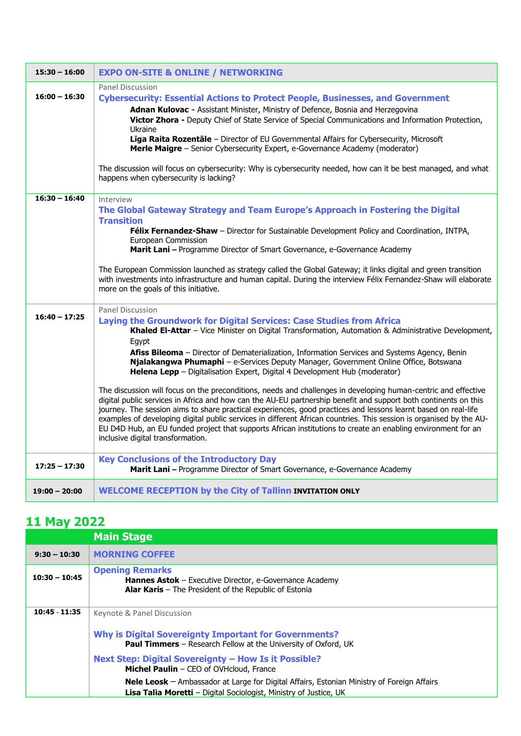| | |
|---|---|
| **15:30 – 16:00** | **EXPO ON-SITE & ONLINE / NETWORKING** |
| **16:00 – 16:30** | Panel Discussion<br>**Cybersecurity: Essential Actions to Protect People, Businesses, and Government**<br>**Adnan Kulovac** - Assistant Minister, Ministry of Defence, Bosnia and Herzegovina<br>**Victor Zhora -** Deputy Chief of State Service of Special Communications and Information Protection, Ukraine<br>**Līga Raita Rozentāle** – Director of EU Governmental Affairs for Cybersecurity, Microsoft<br>**Merle Maigre** – Senior Cybersecurity Expert, e-Governance Academy (moderator)<br><br>The discussion will focus on cybersecurity: Why is cybersecurity needed, how can it be best managed, and what happens when cybersecurity is lacking? |
| **16:30 – 16:40** | Interview<br>**The Global Gateway Strategy and Team Europe's Approach in Fostering the Digital Transition**<br>**Félix Fernandez-Shaw** – Director for Sustainable Development Policy and Coordination, INTPA, European Commission<br>**Marit Lani –** Programme Director of Smart Governance, e-Governance Academy<br><br>The European Commission launched as strategy called the Global Gateway; it links digital and green transition with investments into infrastructure and human capital. During the interview Félix Fernandez-Shaw will elaborate more on the goals of this initiative. |
| **16:40 – 17:25** | Panel Discussion<br>**Laying the Groundwork for Digital Services: Case Studies from Africa**<br>**Khaled El-Attar** – Vice Minister on Digital Transformation, Automation & Administrative Development, Egypt<br>**Afiss Bileoma** – Director of Dematerialization, Information Services and Systems Agency, Benin<br>**Njalakangwa Phumaphi** – e-Services Deputy Manager, Government Online Office, Botswana<br>**Helena Lepp** – Digitalisation Expert, Digital 4 Development Hub (moderator)<br><br>The discussion will focus on the preconditions, needs and challenges in developing human-centric and effective digital public services in Africa and how can the AU-EU partnership benefit and support both continents on this journey. The session aims to share practical experiences, good practices and lessons learnt based on real-life examples of developing digital public services in different African countries. This session is organised by the AU-EU D4D Hub, an EU funded project that supports African institutions to create an enabling environment for an inclusive digital transformation. |
| **17:25 – 17:30** | **Key Conclusions of the Introductory Day**<br>**Marit Lani –** Programme Director of Smart Governance, e-Governance Academy |
| **19:00 – 20:00** | **WELCOME RECEPTION by the City of Tallinn** **INVITATION ONLY** |

## 11 May 2022

| | **Main Stage** |
|---|---|
| **9:30 – 10:30** | **MORNING COFFEE** |
| **10:30 – 10:45** | **Opening Remarks**<br>**Hannes Astok** – Executive Director, e-Governance Academy<br>**Alar Karis** – The President of the Republic of Estonia |
| **10:45 - 11:35** | Keynote & Panel Discussion<br><br>**Why is Digital Sovereignty Important for Governments?**<br>**Paul Timmers** – Research Fellow at the University of Oxford, UK<br><br>**Next Step: Digital Sovereignty – How Is it Possible?**<br>**Michel Paulin** – CEO of OVHcloud, France<br><br>**Nele Leosk** – Ambassador at Large for Digital Affairs, Estonian Ministry of Foreign Affairs<br>**Lisa Talia Moretti** – Digital Sociologist, Ministry of Justice, UK |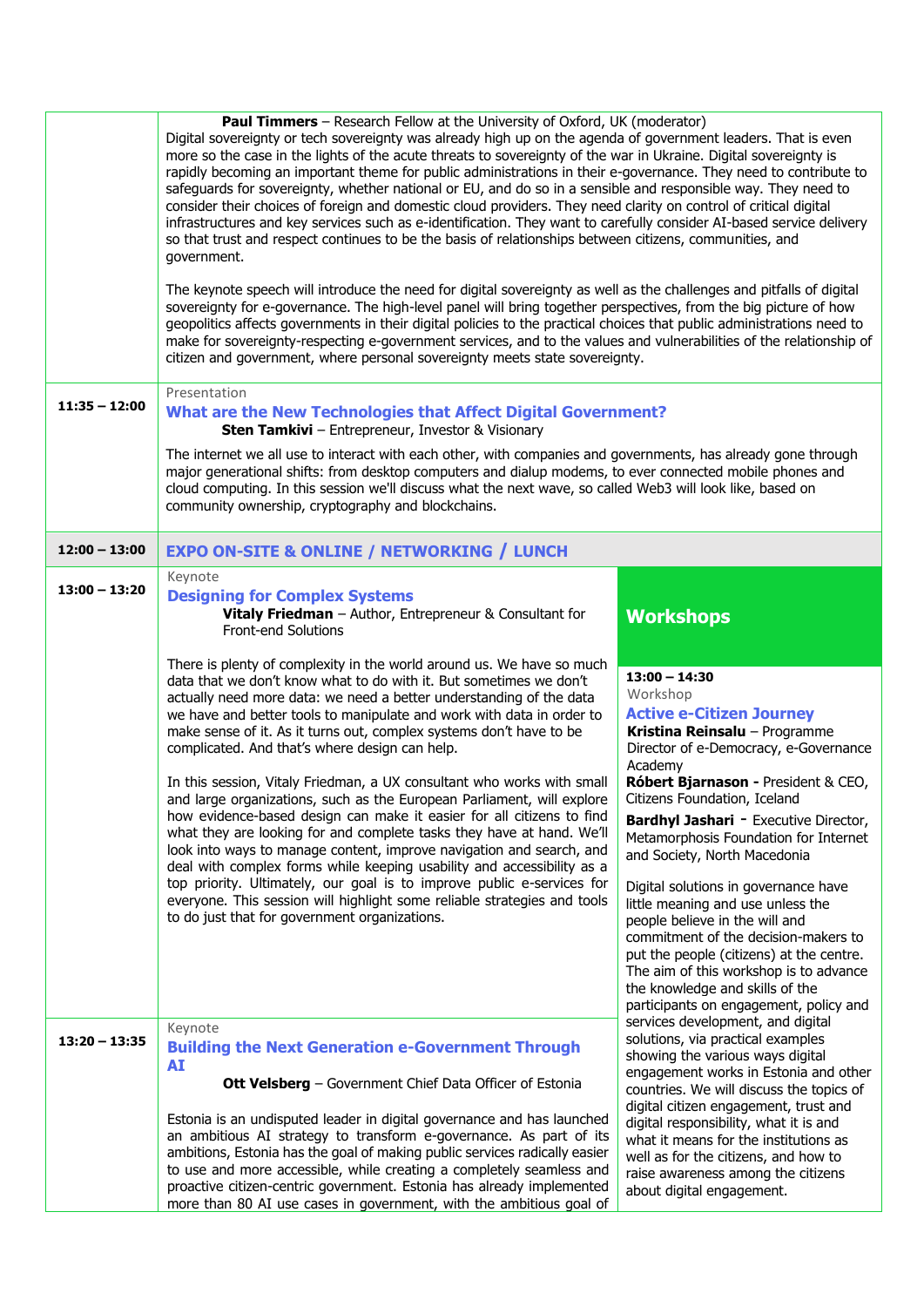**Paul Timmers** – Research Fellow at the University of Oxford, UK (moderator)

Digital sovereignty or tech sovereignty was already high up on the agenda of government leaders. That is even more so the case in the lights of the acute threats to sovereignty of the war in Ukraine. Digital sovereignty is rapidly becoming an important theme for public administrations in their e-governance. They need to contribute to safeguards for sovereignty, whether national or EU, and do so in a sensible and responsible way. They need to consider their choices of foreign and domestic cloud providers. They need clarity on control of critical digital infrastructures and key services such as e-identification. They want to carefully consider AI-based service delivery so that trust and respect continues to be the basis of relationships between citizens, communities, and government.

The keynote speech will introduce the need for digital sovereignty as well as the challenges and pitfalls of digital sovereignty for e-governance. The high-level panel will bring together perspectives, from the big picture of how geopolitics affects governments in their digital policies to the practical choices that public administrations need to make for sovereignty-respecting e-government services, and to the values and vulnerabilities of the relationship of citizen and government, where personal sovereignty meets state sovereignty.

**11:35 – 12:00**

Presentation

### What are the New Technologies that Affect Digital Government?

**Sten Tamkivi** – Entrepreneur, Investor & Visionary

The internet we all use to interact with each other, with companies and governments, has already gone through major generational shifts: from desktop computers and dialup modems, to ever connected mobile phones and cloud computing. In this session we'll discuss what the next wave, so called Web3 will look like, based on community ownership, cryptography and blockchains.

**12:00 – 13:00**

### EXPO ON-SITE & ONLINE / NETWORKING / LUNCH

**13:00 – 13:20**

Keynote

### Designing for Complex Systems

**Vitaly Friedman** – Author, Entrepreneur & Consultant for Front-end Solutions

There is plenty of complexity in the world around us. We have so much data that we don't know what to do with it. But sometimes we don't actually need more data: we need a better understanding of the data we have and better tools to manipulate and work with data in order to make sense of it. As it turns out, complex systems don't have to be complicated. And that's where design can help.

In this session, Vitaly Friedman, a UX consultant who works with small and large organizations, such as the European Parliament, will explore how evidence-based design can make it easier for all citizens to find what they are looking for and complete tasks they have at hand. We'll look into ways to manage content, improve navigation and search, and deal with complex forms while keeping usability and accessibility as a top priority. Ultimately, our goal is to improve public e-services for everyone. This session will highlight some reliable strategies and tools to do just that for government organizations.

**13:20 – 13:35**

Keynote

### Building the Next Generation e-Government Through AI

**Ott Velsberg** – Government Chief Data Officer of Estonia

Estonia is an undisputed leader in digital governance and has launched an ambitious AI strategy to transform e-governance. As part of its ambitions, Estonia has the goal of making public services radically easier to use and more accessible, while creating a completely seamless and proactive citizen-centric government. Estonia has already implemented more than 80 AI use cases in government, with the ambitious goal of

## Workshops

**13:00 – 14:30**

Workshop

### Active e-Citizen Journey

**Kristina Reinsalu** – Programme Director of e-Democracy, e-Governance Academy

**Róbert Bjarnason** - President & CEO, Citizens Foundation, Iceland

**Bardhyl Jashari** - Executive Director, Metamorphosis Foundation for Internet and Society, North Macedonia

Digital solutions in governance have little meaning and use unless the people believe in the will and commitment of the decision-makers to put the people (citizens) at the centre. The aim of this workshop is to advance the knowledge and skills of the participants on engagement, policy and services development, and digital solutions, via practical examples showing the various ways digital engagement works in Estonia and other countries. We will discuss the topics of digital citizen engagement, trust and digital responsibility, what it is and what it means for the institutions as well as for the citizens, and how to raise awareness among the citizens about digital engagement.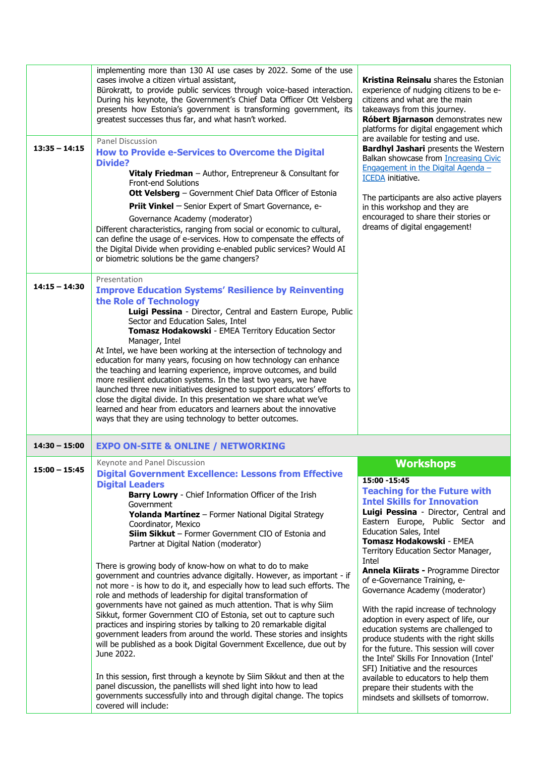| | | |
|---|---|---|
| | implementing more than 130 AI use cases by 2022. Some of the use cases involve a citizen virtual assistant, Bürokratt, to provide public services through voice-based interaction. During his keynote, the Government's Chief Data Officer Ott Velsberg presents how Estonia's government is transforming government, its greatest successes thus far, and what hasn't worked. | **Kristina Reinsalu** shares the Estonian experience of nudging citizens to be e-citizens and what are the main takeaways from this journey. **Róbert Bjarnason** demonstrates new platforms for digital engagement which are available for testing and use. **Bardhyl Jashari** presents the Western Balkan showcase from [Increasing Civic Engagement in the Digital Agenda – ICEDA] initiative. The participants are also active players in this workshop and they are encouraged to share their stories or dreams of digital engagement! |
| **13:35 – 14:15** | Panel Discussion<br>**How to Provide e-Services to Overcome the Digital Divide?**<br>**Vitaly Friedman** – Author, Entrepreneur & Consultant for Front-end Solutions<br>**Ott Velsberg** – Government Chief Data Officer of Estonia<br>**Priit Vinkel** – Senior Expert of Smart Governance, e-Governance Academy (moderator)<br>Different characteristics, ranging from social or economic to cultural, can define the usage of e-services. How to compensate the effects of the Digital Divide when providing e-enabled public services? Would AI or biometric solutions be the game changers? | |
| **14:15 – 14:30** | Presentation<br>**Improve Education Systems' Resilience by Reinventing the Role of Technology**<br>**Luigi Pessina** - Director, Central and Eastern Europe, Public Sector and Education Sales, Intel<br>**Tomasz Hodakowski** - EMEA Territory Education Sector Manager, Intel<br>At Intel, we have been working at the intersection of technology and education for many years, focusing on how technology can enhance the teaching and learning experience, improve outcomes, and build more resilient education systems. In the last two years, we have launched three new initiatives designed to support educators' efforts to close the digital divide. In this presentation we share what we've learned and hear from educators and learners about the innovative ways that they are using technology to better outcomes. | |
| **14:30 – 15:00** | **EXPO ON-SITE & ONLINE / NETWORKING** | |
| **15:00 – 15:45** | Keynote and Panel Discussion<br>**Digital Government Excellence: Lessons from Effective Digital Leaders**<br>**Barry Lowry** - Chief Information Officer of the Irish Government<br>**Yolanda Martínez** – Former National Digital Strategy Coordinator, Mexico<br>**Siim Sikkut** – Former Government CIO of Estonia and Partner at Digital Nation (moderator)<br><br>There is growing body of know-how on what to do to make government and countries advance digitally. However, as important - if not more - is how to do it, and especially how to lead such efforts. The role and methods of leadership for digital transformation of governments have not gained as much attention. That is why Siim Sikkut, former Government CIO of Estonia, set out to capture such practices and inspiring stories by talking to 20 remarkable digital government leaders from around the world. These stories and insights will be published as a book Digital Government Excellence, due out by June 2022.<br><br>In this session, first through a keynote by Siim Sikkut and then at the panel discussion, the panellists will shed light into how to lead governments successfully into and through digital change. The topics covered will include: | **Workshops**<br>**15:00 -15:45**<br>**Teaching for the Future with Intel Skills for Innovation**<br>**Luigi Pessina** - Director, Central and Eastern Europe, Public Sector and Education Sales, Intel<br>**Tomasz Hodakowski** - EMEA Territory Education Sector Manager, Intel<br>**Annela Kiirats -** Programme Director of e-Governance Training, e-Governance Academy (moderator)<br><br>With the rapid increase of technology adoption in every aspect of life, our education systems are challenged to produce students with the right skills for the future. This session will cover the Intel' Skills For Innovation (Intel' SFI) Initiative and the resources available to educators to help them prepare their students with the mindsets and skillsets of tomorrow. |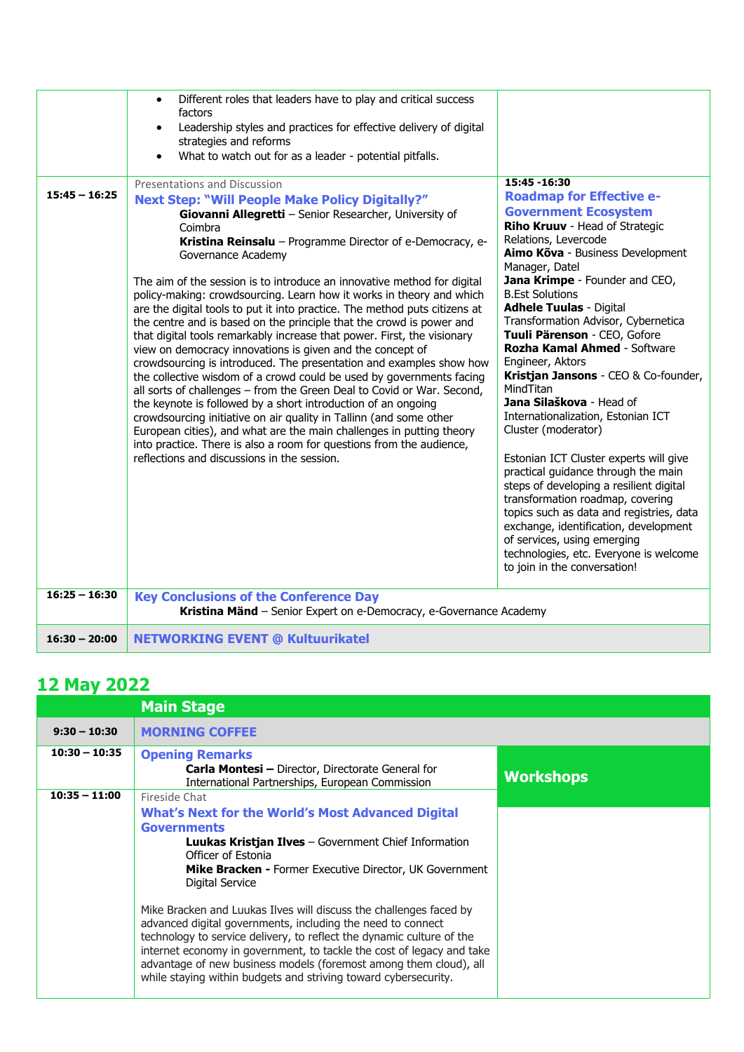| | | |
|---|---|---|
| | • Different roles that leaders have to play and critical success factors<br>• Leadership styles and practices for effective delivery of digital strategies and reforms<br>• What to watch out for as a leader - potential pitfalls. | |
| **15:45 – 16:25** | Presentations and Discussion<br>**Next Step: "Will People Make Policy Digitally?"**<br>**Giovanni Allegretti** – Senior Researcher, University of Coimbra<br>**Kristina Reinsalu** – Programme Director of e-Democracy, e-Governance Academy<br><br>The aim of the session is to introduce an innovative method for digital policy-making: crowdsourcing. Learn how it works in theory and which are the digital tools to put it into practice. The method puts citizens at the centre and is based on the principle that the crowd is power and that digital tools remarkably increase that power. First, the visionary view on democracy innovations is given and the concept of crowdsourcing is introduced. The presentation and examples show how the collective wisdom of a crowd could be used by governments facing all sorts of challenges – from the Green Deal to Covid or War. Second, the keynote is followed by a short introduction of an ongoing crowdsourcing initiative on air quality in Tallinn (and some other European cities), and what are the main challenges in putting theory into practice. There is also a room for questions from the audience, reflections and discussions in the session. | **15:45 -16:30**<br>**Roadmap for Effective e-Government Ecosystem**<br>**Riho Kruuv** - Head of Strategic Relations, Levercode<br>**Aimo Kõva** - Business Development Manager, Datel<br>**Jana Krimpe** - Founder and CEO, B.Est Solutions<br>**Adhele Tuulas** - Digital Transformation Advisor, Cybernetica<br>**Tuuli Pärenson** - CEO, Gofore<br>**Rozha Kamal Ahmed** - Software Engineer, Aktors<br>**Kristjan Jansons** - CEO & Co-founder, MindTitan<br>**Jana Silaškova** - Head of Internationalization, Estonian ICT Cluster (moderator)<br><br>Estonian ICT Cluster experts will give practical guidance through the main steps of developing a resilient digital transformation roadmap, covering topics such as data and registries, data exchange, identification, development of services, using emerging technologies, etc. Everyone is welcome to join in the conversation! |
| **16:25 – 16:30** | **Key Conclusions of the Conference Day**<br>**Kristina Mänd** – Senior Expert on e-Democracy, e-Governance Academy | |
| **16:30 – 20:00** | **NETWORKING EVENT @ Kultuurikatel** | |

## 12 May 2022

| | Main Stage | |
|---|---|---|
| **9:30 – 10:30** | **MORNING COFFEE** | |
| **10:30 – 10:35** | **Opening Remarks**<br>**Carla Montesi –** Director, Directorate General for International Partnerships, European Commission | **Workshops** |
| **10:35 – 11:00** | Fireside Chat<br>**What's Next for the World's Most Advanced Digital Governments**<br>**Luukas Kristjan Ilves** – Government Chief Information Officer of Estonia<br>**Mike Bracken -** Former Executive Director, UK Government Digital Service<br><br>Mike Bracken and Luukas Ilves will discuss the challenges faced by advanced digital governments, including the need to connect technology to service delivery, to reflect the dynamic culture of the internet economy in government, to tackle the cost of legacy and take advantage of new business models (foremost among them cloud), all while staying within budgets and striving toward cybersecurity. | |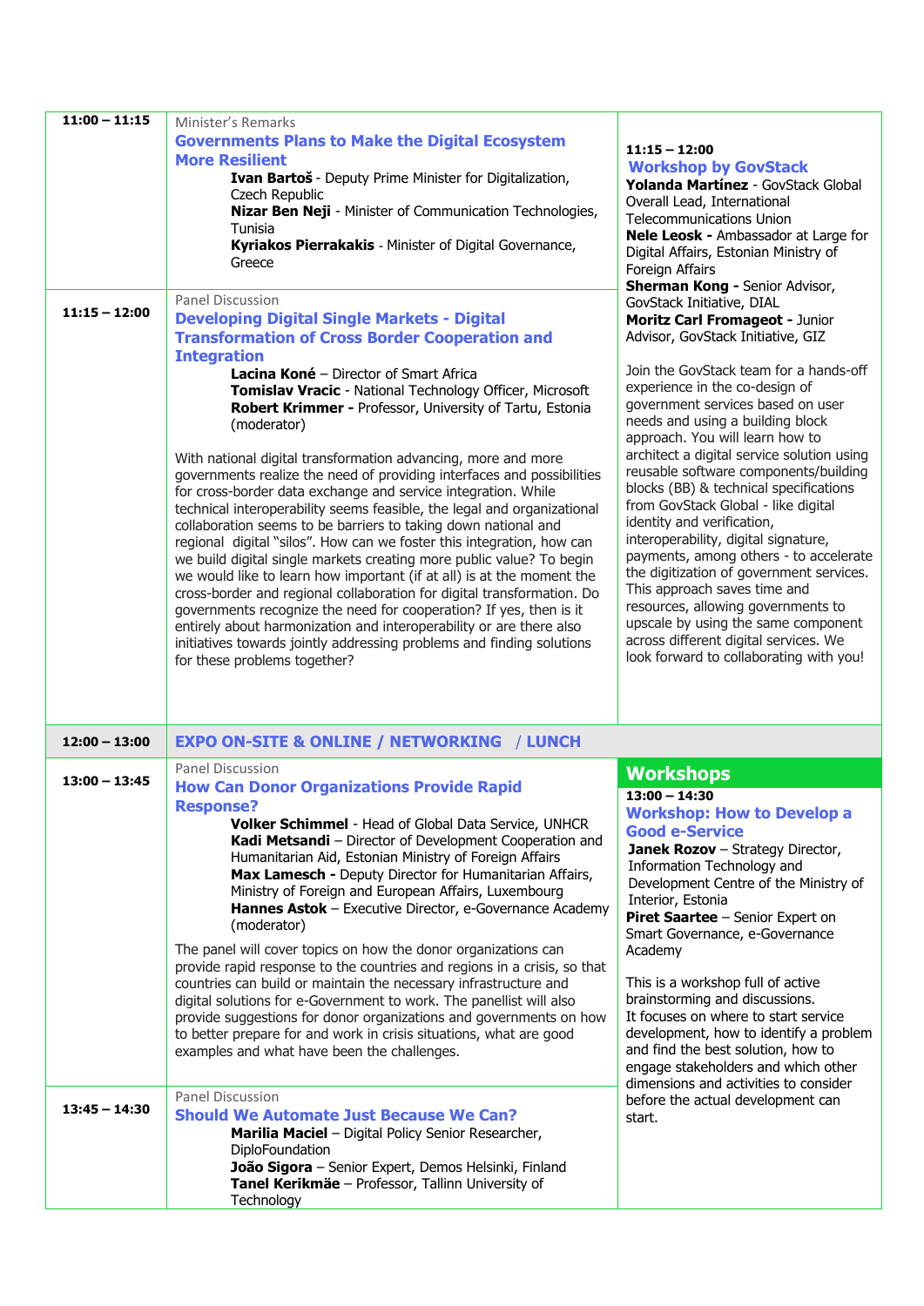| | | |
|---|---|---|
| **11:00 – 11:15** | Minister's Remarks<br>**Governments Plans to Make the Digital Ecosystem More Resilient**<br>**Ivan Bartoš** - Deputy Prime Minister for Digitalization, Czech Republic<br>**Nizar Ben Neji** - Minister of Communication Technologies, Tunisia<br>**Kyriakos Pierrakakis** - Minister of Digital Governance, Greece | **11:15 – 12:00**<br>**Workshop by GovStack**<br>**Yolanda Martínez** - GovStack Global Overall Lead, International Telecommunications Union<br>**Nele Leosk -** Ambassador at Large for Digital Affairs, Estonian Ministry of Foreign Affairs<br>**Sherman Kong -** Senior Advisor, GovStack Initiative, DIAL<br>**Moritz Carl Fromageot -** Junior Advisor, GovStack Initiative, GIZ<br><br>Join the GovStack team for a hands-off experience in the co-design of government services based on user needs and using a building block approach. You will learn how to architect a digital service solution using reusable software components/building blocks (BB) & technical specifications from GovStack Global - like digital identity and verification, interoperability, digital signature, payments, among others - to accelerate the digitization of government services. This approach saves time and resources, allowing governments to upscale by using the same component across different digital services. We look forward to collaborating with you! |
| **11:15 – 12:00** | Panel Discussion<br>**Developing Digital Single Markets - Digital Transformation of Cross Border Cooperation and Integration**<br>**Lacina Koné** – Director of Smart Africa<br>**Tomislav Vracic** - National Technology Officer, Microsoft<br>**Robert Krimmer -** Professor, University of Tartu, Estonia (moderator)<br><br>With national digital transformation advancing, more and more governments realize the need of providing interfaces and possibilities for cross-border data exchange and service integration. While technical interoperability seems feasible, the legal and organizational collaboration seems to be barriers to taking down national and regional digital "silos". How can we foster this integration, how can we build digital single markets creating more public value? To begin we would like to learn how important (if at all) is at the moment the cross-border and regional collaboration for digital transformation. Do governments recognize the need for cooperation? If yes, then is it entirely about harmonization and interoperability or are there also initiatives towards jointly addressing problems and finding solutions for these problems together? | |
| **12:00 – 13:00** | **EXPO ON-SITE & ONLINE / NETWORKING / LUNCH** | |
| **13:00 – 13:45** | Panel Discussion<br>**How Can Donor Organizations Provide Rapid Response?**<br>**Volker Schimmel** - Head of Global Data Service, UNHCR<br>**Kadi Metsandi** – Director of Development Cooperation and Humanitarian Aid, Estonian Ministry of Foreign Affairs<br>**Max Lamesch -** Deputy Director for Humanitarian Affairs, Ministry of Foreign and European Affairs, Luxembourg<br>**Hannes Astok** – Executive Director, e-Governance Academy (moderator)<br><br>The panel will cover topics on how the donor organizations can provide rapid response to the countries and regions in a crisis, so that countries can build or maintain the necessary infrastructure and digital solutions for e-Government to work. The panellist will also provide suggestions for donor organizations and governments on how to better prepare for and work in crisis situations, what are good examples and what have been the challenges. | **Workshops**<br>**13:00 – 14:30**<br>**Workshop: How to Develop a Good e-Service**<br>**Janek Rozov** – Strategy Director, Information Technology and Development Centre of the Ministry of Interior, Estonia<br>**Piret Saartee** – Senior Expert on Smart Governance, e-Governance Academy<br><br>This is a workshop full of active brainstorming and discussions.<br>It focuses on where to start service development, how to identify a problem and find the best solution, how to engage stakeholders and which other dimensions and activities to consider before the actual development can start. |
| **13:45 – 14:30** | Panel Discussion<br>**Should We Automate Just Because We Can?**<br>**Marilia Maciel** – Digital Policy Senior Researcher, DiploFoundation<br>**João Sigora** – Senior Expert, Demos Helsinki, Finland<br>**Tanel Kerikmäe** – Professor, Tallinn University of Technology | |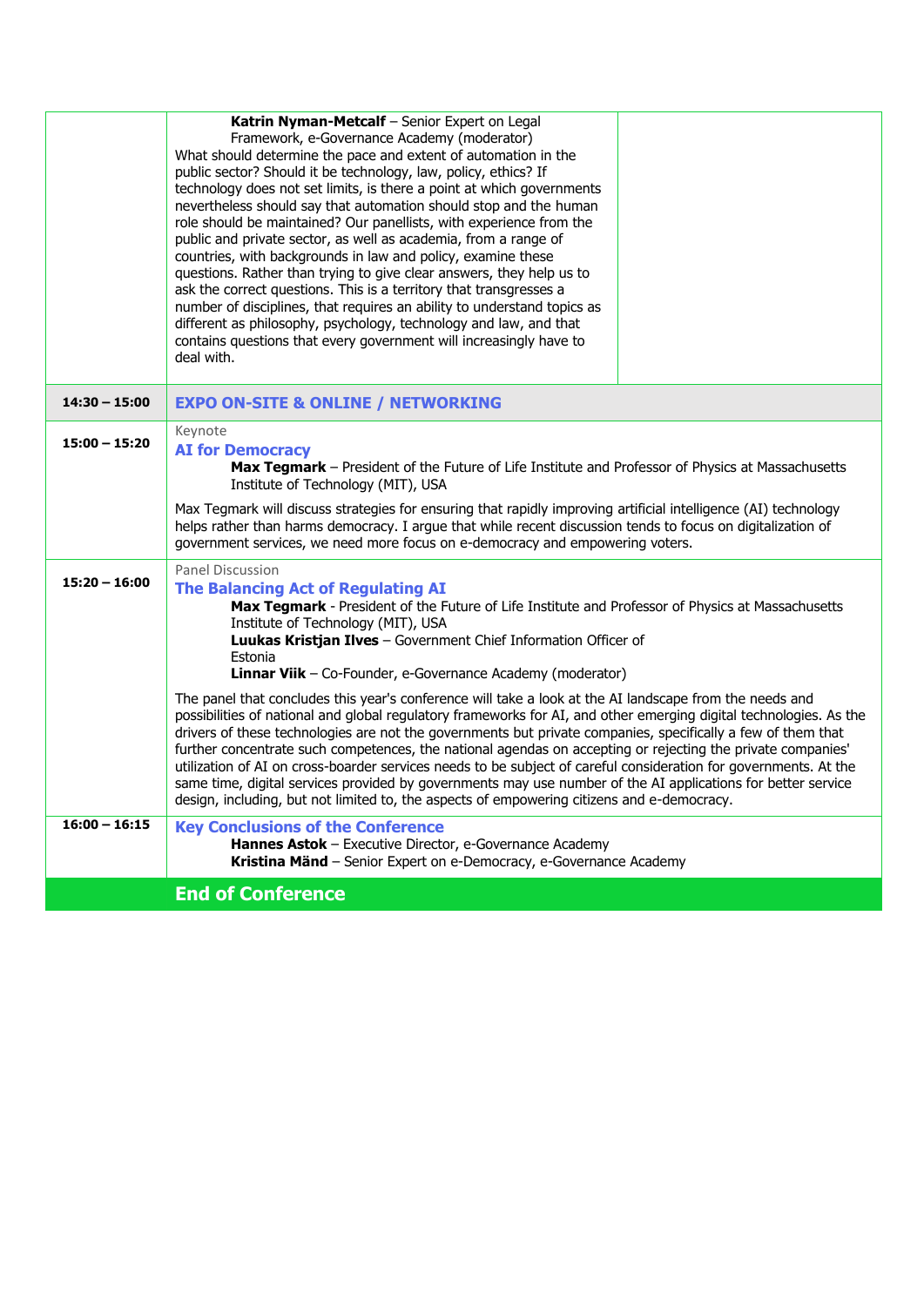| | | |
|---|---|---|
| | **Katrin Nyman-Metcalf** – Senior Expert on Legal Framework, e-Governance Academy (moderator)<br>What should determine the pace and extent of automation in the public sector? Should it be technology, law, policy, ethics? If technology does not set limits, is there a point at which governments nevertheless should say that automation should stop and the human role should be maintained? Our panellists, with experience from the public and private sector, as well as academia, from a range of countries, with backgrounds in law and policy, examine these questions. Rather than trying to give clear answers, they help us to ask the correct questions. This is a territory that transgresses a number of disciplines, that requires an ability to understand topics as different as philosophy, psychology, technology and law, and that contains questions that every government will increasingly have to deal with. | |
| **14:30 – 15:00** | **EXPO ON-SITE & ONLINE / NETWORKING** | |
| **15:00 – 15:20** | Keynote<br>**AI for Democracy**<br>**Max Tegmark** – President of the Future of Life Institute and Professor of Physics at Massachusetts Institute of Technology (MIT), USA<br><br>Max Tegmark will discuss strategies for ensuring that rapidly improving artificial intelligence (AI) technology helps rather than harms democracy. I argue that while recent discussion tends to focus on digitalization of government services, we need more focus on e-democracy and empowering voters. | |
| **15:20 – 16:00** | Panel Discussion<br>**The Balancing Act of Regulating AI**<br>**Max Tegmark** - President of the Future of Life Institute and Professor of Physics at Massachusetts Institute of Technology (MIT), USA<br>**Luukas Kristjan Ilves** – Government Chief Information Officer of Estonia<br>**Linnar Viik** – Co-Founder, e-Governance Academy (moderator)<br><br>The panel that concludes this year's conference will take a look at the AI landscape from the needs and possibilities of national and global regulatory frameworks for AI, and other emerging digital technologies. As the drivers of these technologies are not the governments but private companies, specifically a few of them that further concentrate such competences, the national agendas on accepting or rejecting the private companies' utilization of AI on cross-boarder services needs to be subject of careful consideration for governments. At the same time, digital services provided by governments may use number of the AI applications for better service design, including, but not limited to, the aspects of empowering citizens and e-democracy. | |
| **16:00 – 16:15** | **Key Conclusions of the Conference**<br>**Hannes Astok** – Executive Director, e-Governance Academy<br>**Kristina Mänd** – Senior Expert on e-Democracy, e-Governance Academy | |
| | **End of Conference** | |